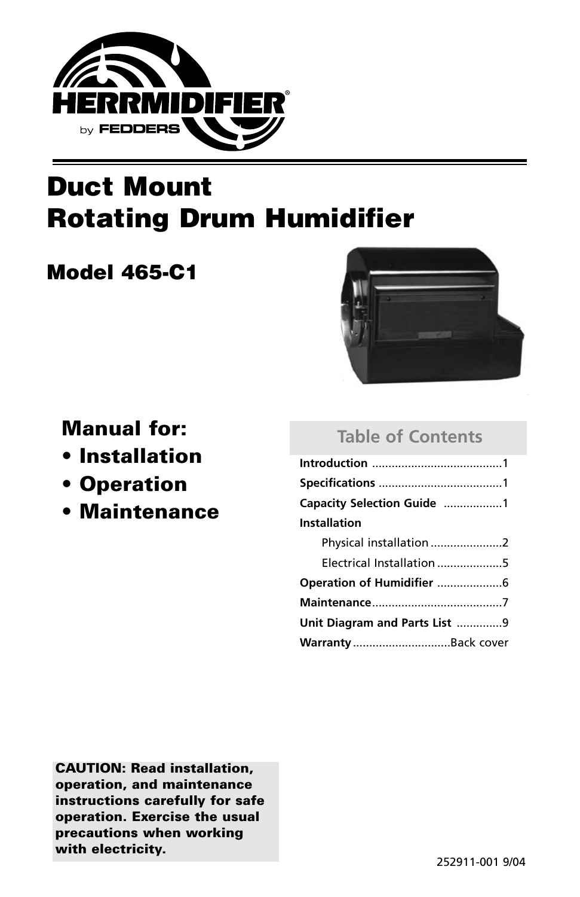HERRMIDIFIER®

by FEDDERS

# Duct Mount Rotating Drum Humidifier

## Model 465-C1

## Manual for:

- **Installation**
- **Operation**
- **Maintenance**

### Table of Contents

| | |
|---|---|
| **Introduction** | 1 |
| **Specifications** | 1 |
| **Capacity Selection Guide** | 1 |
| **Installation** | |
| Physical installation | 2 |
| Electrical Installation | 5 |
| **Operation of Humidifier** | 6 |
| **Maintenance** | 7 |
| **Unit Diagram and Parts List** | 9 |
| **Warranty** | Back cover |

**CAUTION: Read installation, operation, and maintenance instructions carefully for safe operation. Exercise the usual precautions when working with electricity.**

252911-001 9/04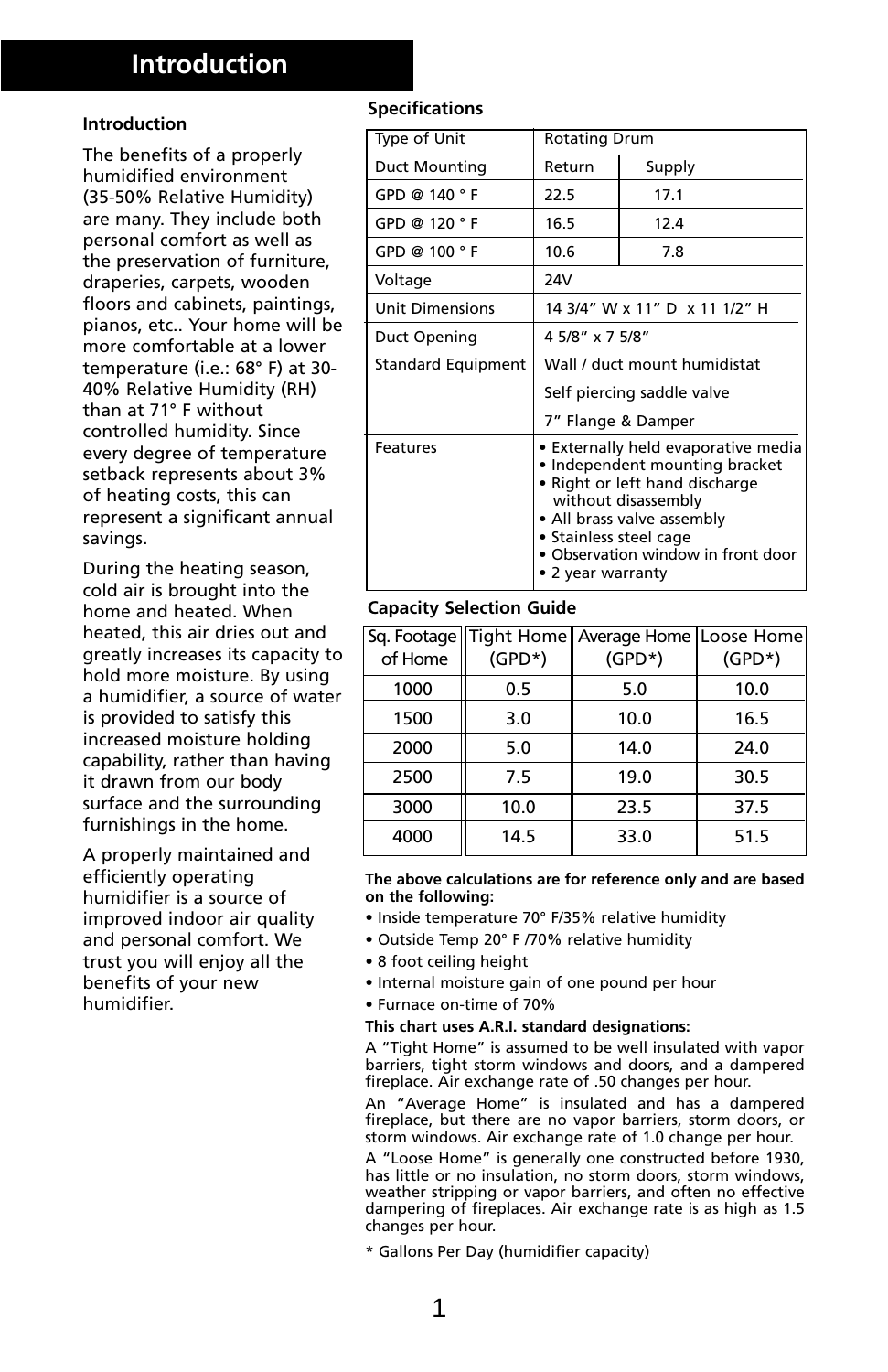# Introduction

### Introduction

The benefits of a properly humidified environment (35-50% Relative Humidity) are many. They include both personal comfort as well as the preservation of furniture, draperies, carpets, wooden floors and cabinets, paintings, pianos, etc.. Your home will be more comfortable at a lower temperature (i.e.: 68° F) at 30-40% Relative Humidity (RH) than at 71° F without controlled humidity. Since every degree of temperature setback represents about 3% of heating costs, this can represent a significant annual savings.

During the heating season, cold air is brought into the home and heated. When heated, this air dries out and greatly increases its capacity to hold more moisture. By using a humidifier, a source of water is provided to satisfy this increased moisture holding capability, rather than having it drawn from our body surface and the surrounding furnishings in the home.

A properly maintained and efficiently operating humidifier is a source of improved indoor air quality and personal comfort. We trust you will enjoy all the benefits of your new humidifier.

### Specifications

| Type of Unit | Rotating Drum | |
|---|---|---|
| Duct Mounting | Return | Supply |
| GPD @ 140 ° F | 22.5 | 17.1 |
| GPD @ 120 ° F | 16.5 | 12.4 |
| GPD @ 100 ° F | 10.6 | 7.8 |
| Voltage | 24V | |
| Unit Dimensions | 14 3/4” W x 11” D x 11 1/2” H | |
| Duct Opening | 4 5/8” x 7 5/8” | |
| Standard Equipment | Wall / duct mount humidistat<br>Self piercing saddle valve<br>7” Flange & Damper | |
| Features | • Externally held evaporative media<br>• Independent mounting bracket<br>• Right or left hand discharge without disassembly<br>• All brass valve assembly<br>• Stainless steel cage<br>• Observation window in front door<br>• 2 year warranty | |

### Capacity Selection Guide

| Sq. Footage of Home | Tight Home (GPD*) | Average Home (GPD*) | Loose Home (GPD*) |
|---|---|---|---|
| 1000 | 0.5 | 5.0 | 10.0 |
| 1500 | 3.0 | 10.0 | 16.5 |
| 2000 | 5.0 | 14.0 | 24.0 |
| 2500 | 7.5 | 19.0 | 30.5 |
| 3000 | 10.0 | 23.5 | 37.5 |
| 4000 | 14.5 | 33.0 | 51.5 |

**The above calculations are for reference only and are based on the following:**

- Inside temperature 70° F/35% relative humidity
- Outside Temp 20° F /70% relative humidity
- 8 foot ceiling height
- Internal moisture gain of one pound per hour
- Furnace on-time of 70%

**This chart uses A.R.I. standard designations:**

A “Tight Home” is assumed to be well insulated with vapor barriers, tight storm windows and doors, and a dampered fireplace. Air exchange rate of .50 changes per hour.

An “Average Home” is insulated and has a dampered fireplace, but there are no vapor barriers, storm doors, or storm windows. Air exchange rate of 1.0 change per hour.

A “Loose Home” is generally one constructed before 1930, has little or no insulation, no storm doors, storm windows, weather stripping or vapor barriers, and often no effective dampering of fireplaces. Air exchange rate is as high as 1.5 changes per hour.

* Gallons Per Day (humidifier capacity)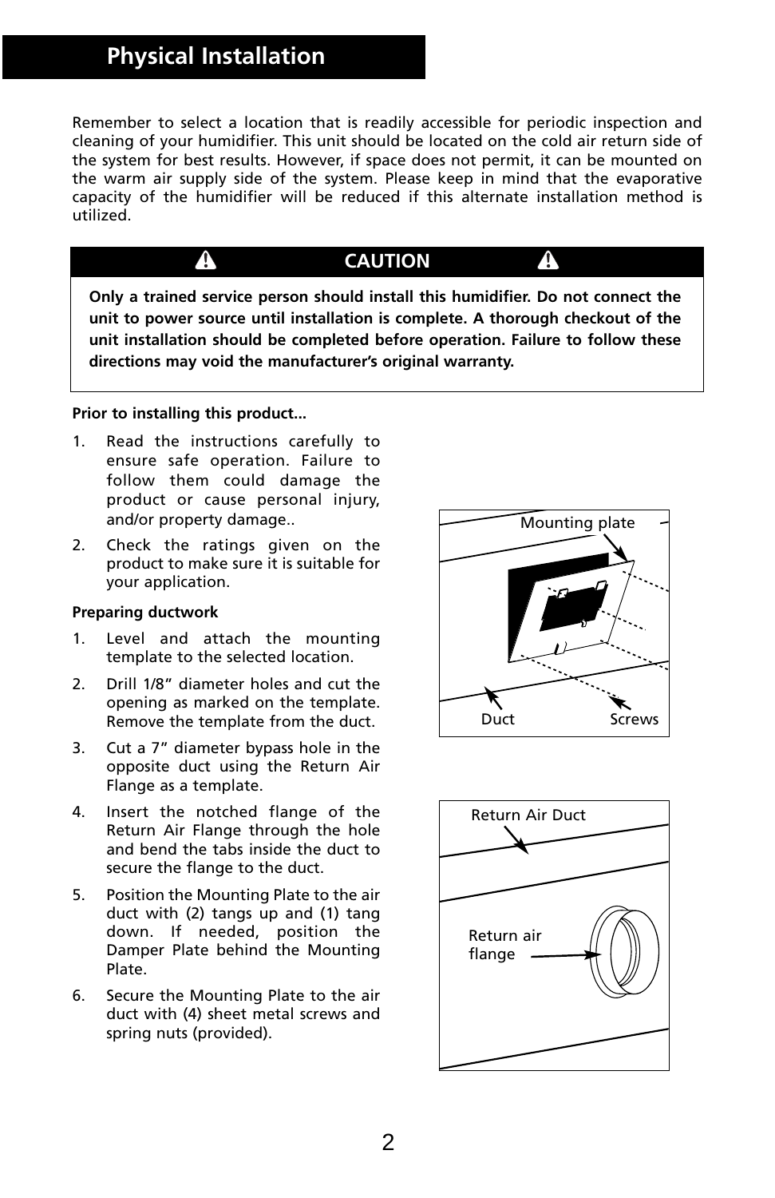# Physical Installation

Remember to select a location that is readily accessible for periodic inspection and cleaning of your humidifier. This unit should be located on the cold air return side of the system for best results. However, if space does not permit, it can be mounted on the warm air supply side of the system. Please keep in mind that the evaporative capacity of the humidifier will be reduced if this alternate installation method is utilized.

## ⚠ CAUTION ⚠

**Only a trained service person should install this humidifier. Do not connect the unit to power source until installation is complete. A thorough checkout of the unit installation should be completed before operation. Failure to follow these directions may void the manufacturer's original warranty.**

**Prior to installing this product...**

1. Read the instructions carefully to ensure safe operation. Failure to follow them could damage the product or cause personal injury, and/or property damage..
2. Check the ratings given on the product to make sure it is suitable for your application.

**Preparing ductwork**

1. Level and attach the mounting template to the selected location.
2. Drill 1/8" diameter holes and cut the opening as marked on the template. Remove the template from the duct.
3. Cut a 7" diameter bypass hole in the opposite duct using the Return Air Flange as a template.
4. Insert the notched flange of the Return Air Flange through the hole and bend the tabs inside the duct to secure the flange to the duct.
5. Position the Mounting Plate to the air duct with (2) tangs up and (1) tang down. If needed, position the Damper Plate behind the Mounting Plate.
6. Secure the Mounting Plate to the air duct with (4) sheet metal screws and spring nuts (provided).

Mounting plate

Duct

Screws

Return Air Duct

Return air flange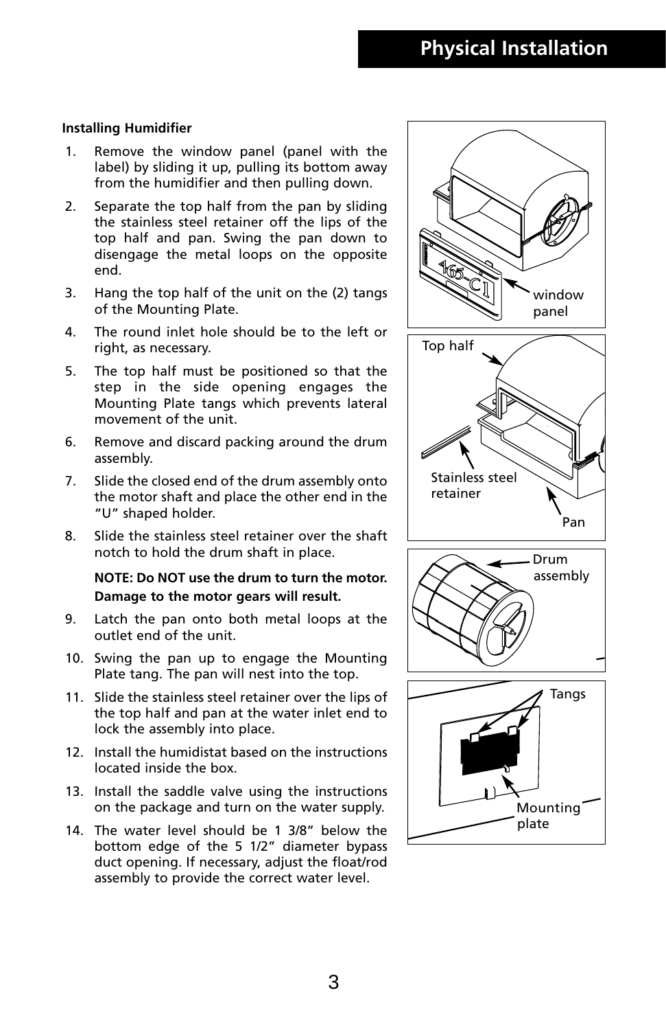## Physical Installation

**Installing Humidifier**

1. Remove the window panel (panel with the label) by sliding it up, pulling its bottom away from the humidifier and then pulling down.
2. Separate the top half from the pan by sliding the stainless steel retainer off the lips of the top half and pan. Swing the pan down to disengage the metal loops on the opposite end.
3. Hang the top half of the unit on the (2) tangs of the Mounting Plate.
4. The round inlet hole should be to the left or right, as necessary.
5. The top half must be positioned so that the step in the side opening engages the Mounting Plate tangs which prevents lateral movement of the unit.
6. Remove and discard packing around the drum assembly.
7. Slide the closed end of the drum assembly onto the motor shaft and place the other end in the "U" shaped holder.
8. Slide the stainless steel retainer over the shaft notch to hold the drum shaft in place.

   **NOTE: Do NOT use the drum to turn the motor. Damage to the motor gears will result.**

9. Latch the pan onto both metal loops at the outlet end of the unit.
10. Swing the pan up to engage the Mounting Plate tang. The pan will nest into the top.
11. Slide the stainless steel retainer over the lips of the top half and pan at the water inlet end to lock the assembly into place.
12. Install the humidistat based on the instructions located inside the box.
13. Install the saddle valve using the instructions on the package and turn on the water supply.
14. The water level should be 1 3/8" below the bottom edge of the 5 1/2" diameter bypass duct opening. If necessary, adjust the float/rod assembly to provide the correct water level.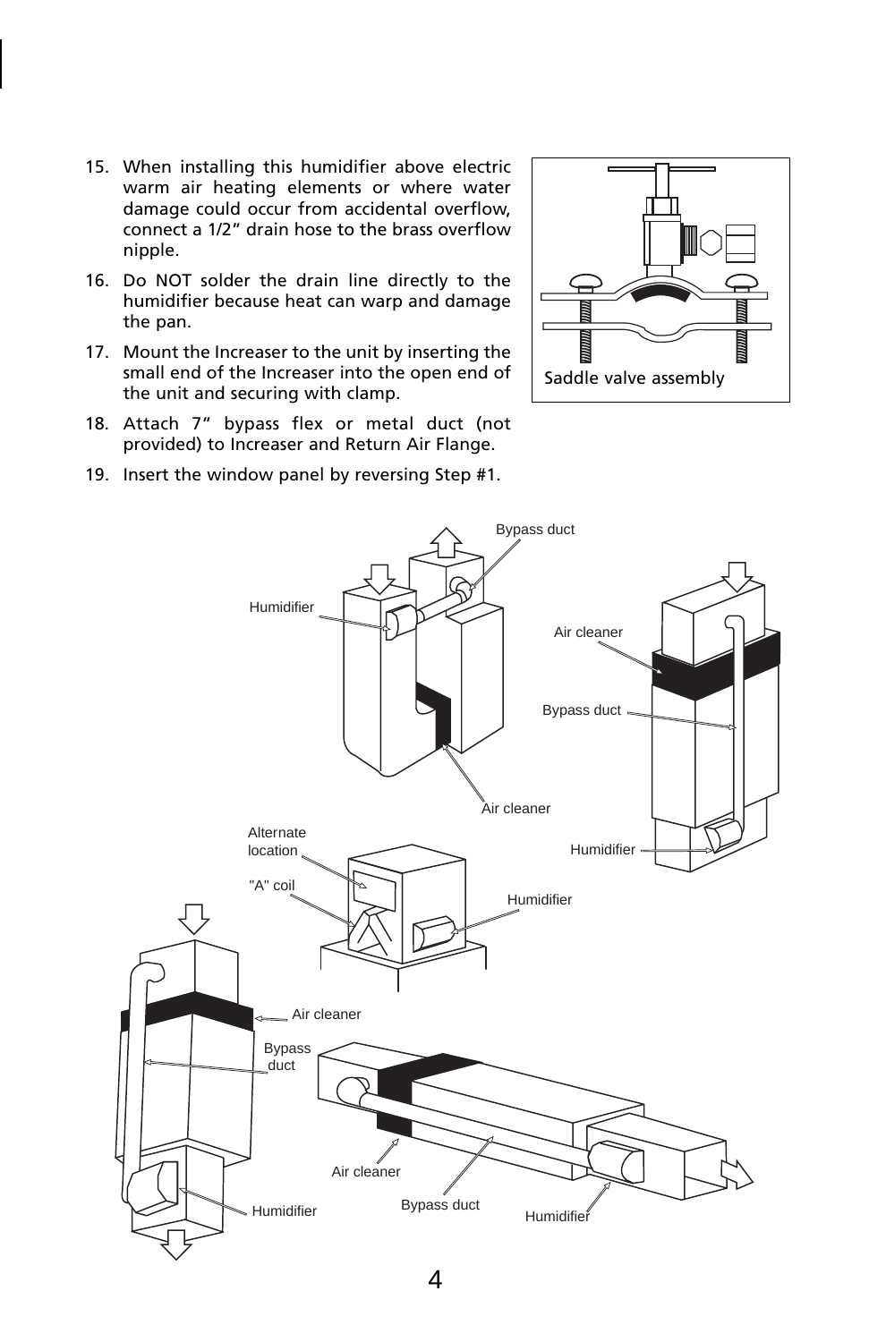15. When installing this humidifier above electric warm air heating elements or where water damage could occur from accidental overflow, connect a 1/2” drain hose to the brass overflow nipple.
16. Do NOT solder the drain line directly to the humidifier because heat can warp and damage the pan.
17. Mount the Increaser to the unit by inserting the small end of the Increaser into the open end of the unit and securing with clamp.
18. Attach 7” bypass flex or metal duct (not provided) to Increaser and Return Air Flange.
19. Insert the window panel by reversing Step #1.

Saddle valve assembly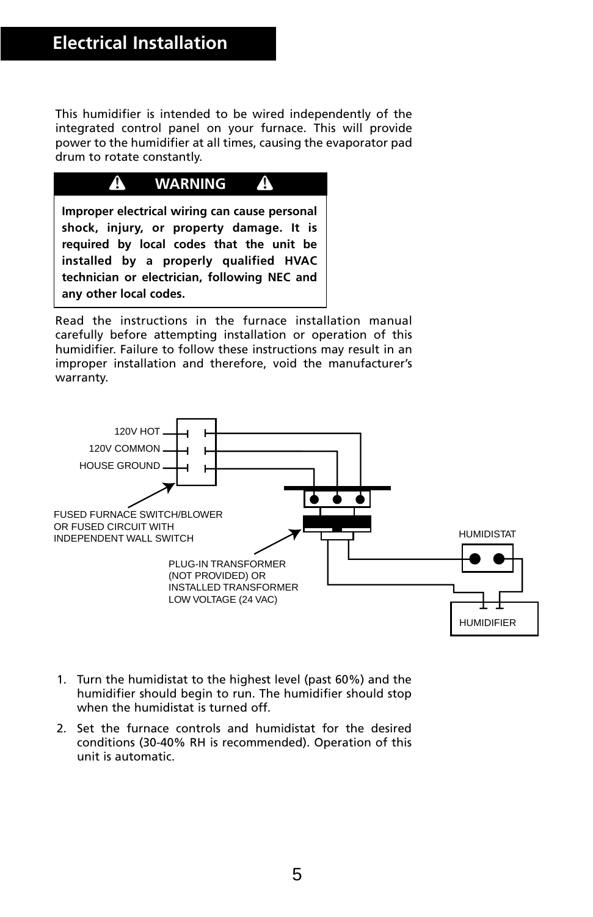## Electrical Installation

This humidifier is intended to be wired independently of the integrated control panel on your furnace. This will provide power to the humidifier at all times, causing the evaporator pad drum to rotate constantly.

> **⚠ WARNING ⚠**
>
> **Improper electrical wiring can cause personal shock, injury, or property damage. It is required by local codes that the unit be installed by a properly qualified HVAC technician or electrician, following NEC and any other local codes.**

Read the instructions in the furnace installation manual carefully before attempting installation or operation of this humidifier. Failure to follow these instructions may result in an improper installation and therefore, void the manufacturer's warranty.

120V HOT
120V COMMON
HOUSE GROUND

FUSED FURNACE SWITCH/BLOWER OR FUSED CIRCUIT WITH INDEPENDENT WALL SWITCH

PLUG-IN TRANSFORMER (NOT PROVIDED) OR INSTALLED TRANSFORMER LOW VOLTAGE (24 VAC)

HUMIDISTAT

HUMIDIFIER

1. Turn the humidistat to the highest level (past 60%) and the humidifier should begin to run. The humidifier should stop when the humidistat is turned off.
2. Set the furnace controls and humidistat for the desired conditions (30-40% RH is recommended). Operation of this unit is automatic.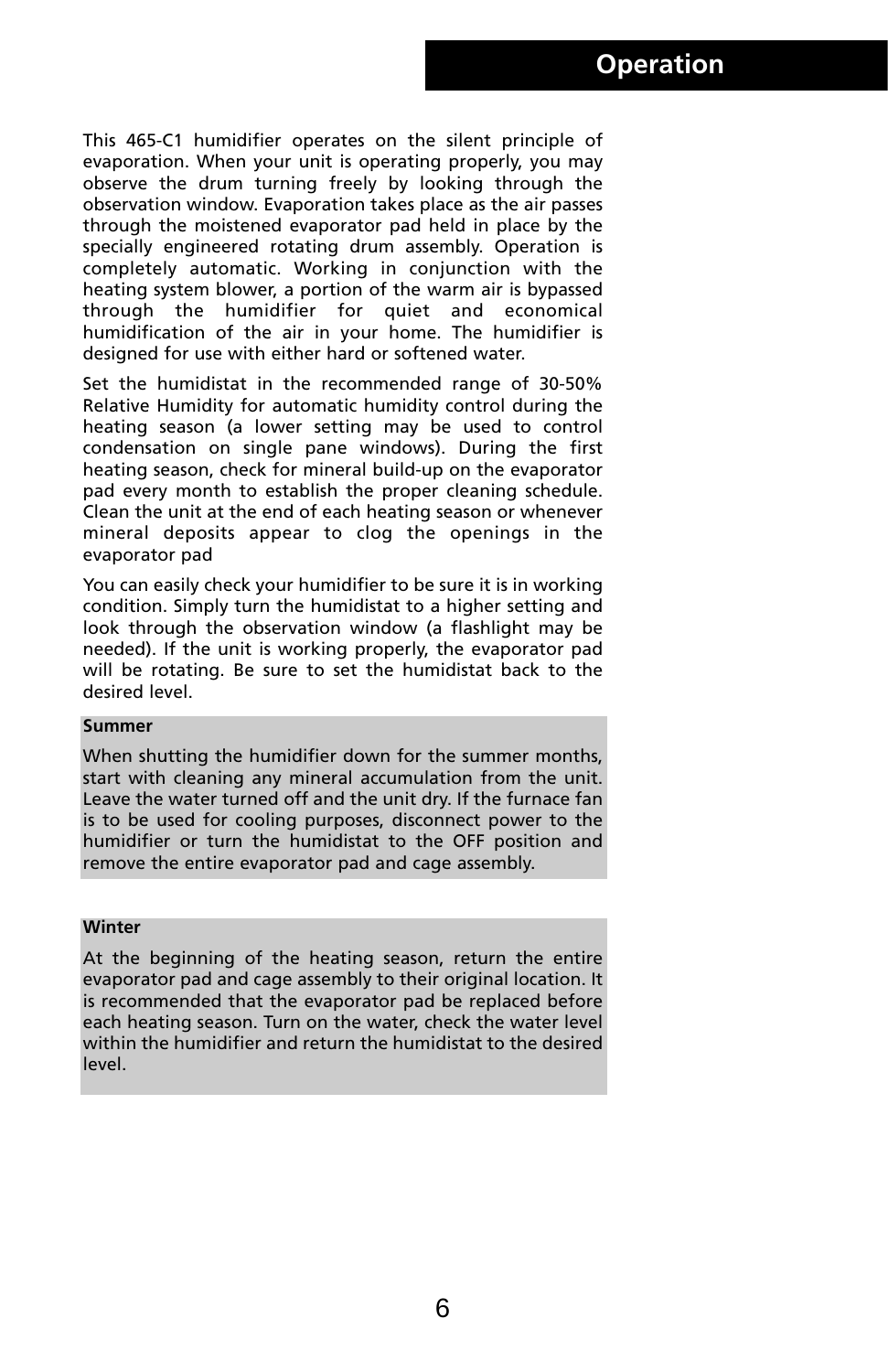# Operation

This 465-C1 humidifier operates on the silent principle of evaporation. When your unit is operating properly, you may observe the drum turning freely by looking through the observation window. Evaporation takes place as the air passes through the moistened evaporator pad held in place by the specially engineered rotating drum assembly. Operation is completely automatic. Working in conjunction with the heating system blower, a portion of the warm air is bypassed through the humidifier for quiet and economical humidification of the air in your home. The humidifier is designed for use with either hard or softened water.

Set the humidistat in the recommended range of 30-50% Relative Humidity for automatic humidity control during the heating season (a lower setting may be used to control condensation on single pane windows). During the first heating season, check for mineral build-up on the evaporator pad every month to establish the proper cleaning schedule. Clean the unit at the end of each heating season or whenever mineral deposits appear to clog the openings in the evaporator pad

You can easily check your humidifier to be sure it is in working condition. Simply turn the humidistat to a higher setting and look through the observation window (a flashlight may be needed). If the unit is working properly, the evaporator pad will be rotating. Be sure to set the humidistat back to the desired level.

**Summer**

When shutting the humidifier down for the summer months, start with cleaning any mineral accumulation from the unit. Leave the water turned off and the unit dry. If the furnace fan is to be used for cooling purposes, disconnect power to the humidifier or turn the humidistat to the OFF position and remove the entire evaporator pad and cage assembly.

**Winter**

At the beginning of the heating season, return the entire evaporator pad and cage assembly to their original location. It is recommended that the evaporator pad be replaced before each heating season. Turn on the water, check the water level within the humidifier and return the humidistat to the desired level.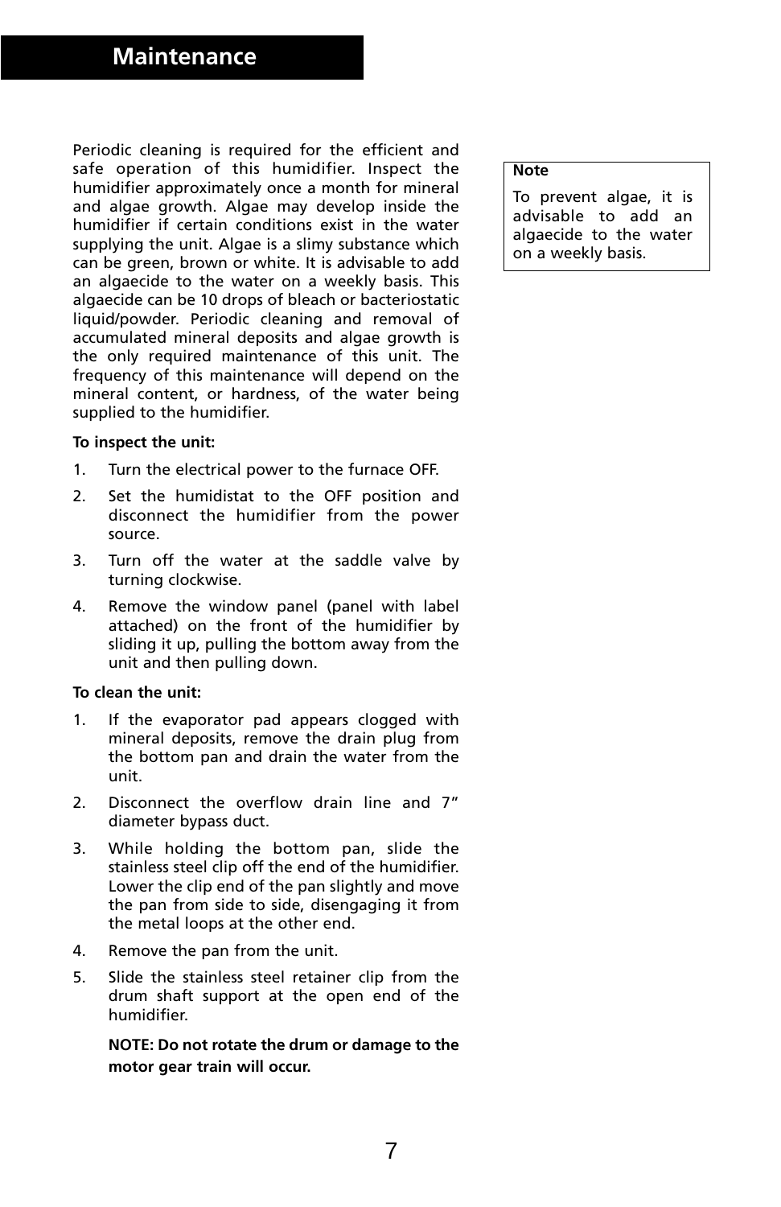# Maintenance

Periodic cleaning is required for the efficient and safe operation of this humidifier. Inspect the humidifier approximately once a month for mineral and algae growth. Algae may develop inside the humidifier if certain conditions exist in the water supplying the unit. Algae is a slimy substance which can be green, brown or white. It is advisable to add an algaecide to the water on a weekly basis. This algaecide can be 10 drops of bleach or bacteriostatic liquid/powder. Periodic cleaning and removal of accumulated mineral deposits and algae growth is the only required maintenance of this unit. The frequency of this maintenance will depend on the mineral content, or hardness, of the water being supplied to the humidifier.

**To inspect the unit:**

1. Turn the electrical power to the furnace OFF.
2. Set the humidistat to the OFF position and disconnect the humidifier from the power source.
3. Turn off the water at the saddle valve by turning clockwise.
4. Remove the window panel (panel with label attached) on the front of the humidifier by sliding it up, pulling the bottom away from the unit and then pulling down.

**To clean the unit:**

1. If the evaporator pad appears clogged with mineral deposits, remove the drain plug from the bottom pan and drain the water from the unit.
2. Disconnect the overflow drain line and 7" diameter bypass duct.
3. While holding the bottom pan, slide the stainless steel clip off the end of the humidifier. Lower the clip end of the pan slightly and move the pan from side to side, disengaging it from the metal loops at the other end.
4. Remove the pan from the unit.
5. Slide the stainless steel retainer clip from the drum shaft support at the open end of the humidifier.

   **NOTE: Do not rotate the drum or damage to the motor gear train will occur.**

> **Note**
>
> To prevent algae, it is advisable to add an algaecide to the water on a weekly basis.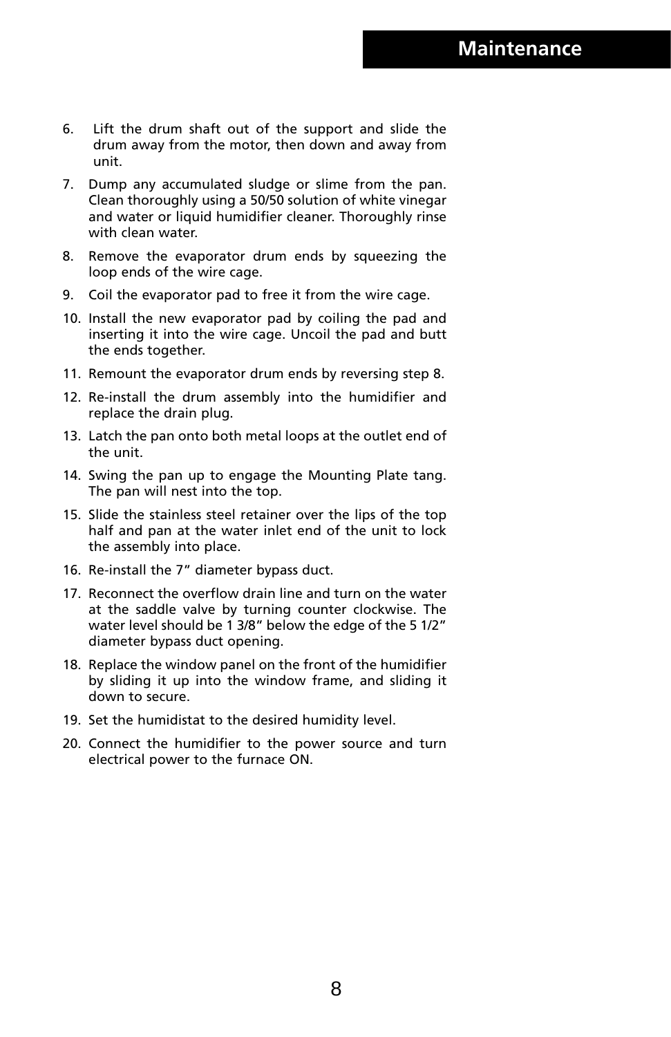## Maintenance

6. Lift the drum shaft out of the support and slide the drum away from the motor, then down and away from unit.
7. Dump any accumulated sludge or slime from the pan. Clean thoroughly using a 50/50 solution of white vinegar and water or liquid humidifier cleaner. Thoroughly rinse with clean water.
8. Remove the evaporator drum ends by squeezing the loop ends of the wire cage.
9. Coil the evaporator pad to free it from the wire cage.
10. Install the new evaporator pad by coiling the pad and inserting it into the wire cage. Uncoil the pad and butt the ends together.
11. Remount the evaporator drum ends by reversing step 8.
12. Re-install the drum assembly into the humidifier and replace the drain plug.
13. Latch the pan onto both metal loops at the outlet end of the unit.
14. Swing the pan up to engage the Mounting Plate tang. The pan will nest into the top.
15. Slide the stainless steel retainer over the lips of the top half and pan at the water inlet end of the unit to lock the assembly into place.
16. Re-install the 7” diameter bypass duct.
17. Reconnect the overflow drain line and turn on the water at the saddle valve by turning counter clockwise. The water level should be 1 3/8” below the edge of the 5 1/2” diameter bypass duct opening.
18. Replace the window panel on the front of the humidifier by sliding it up into the window frame, and sliding it down to secure.
19. Set the humidistat to the desired humidity level.
20. Connect the humidifier to the power source and turn electrical power to the furnace ON.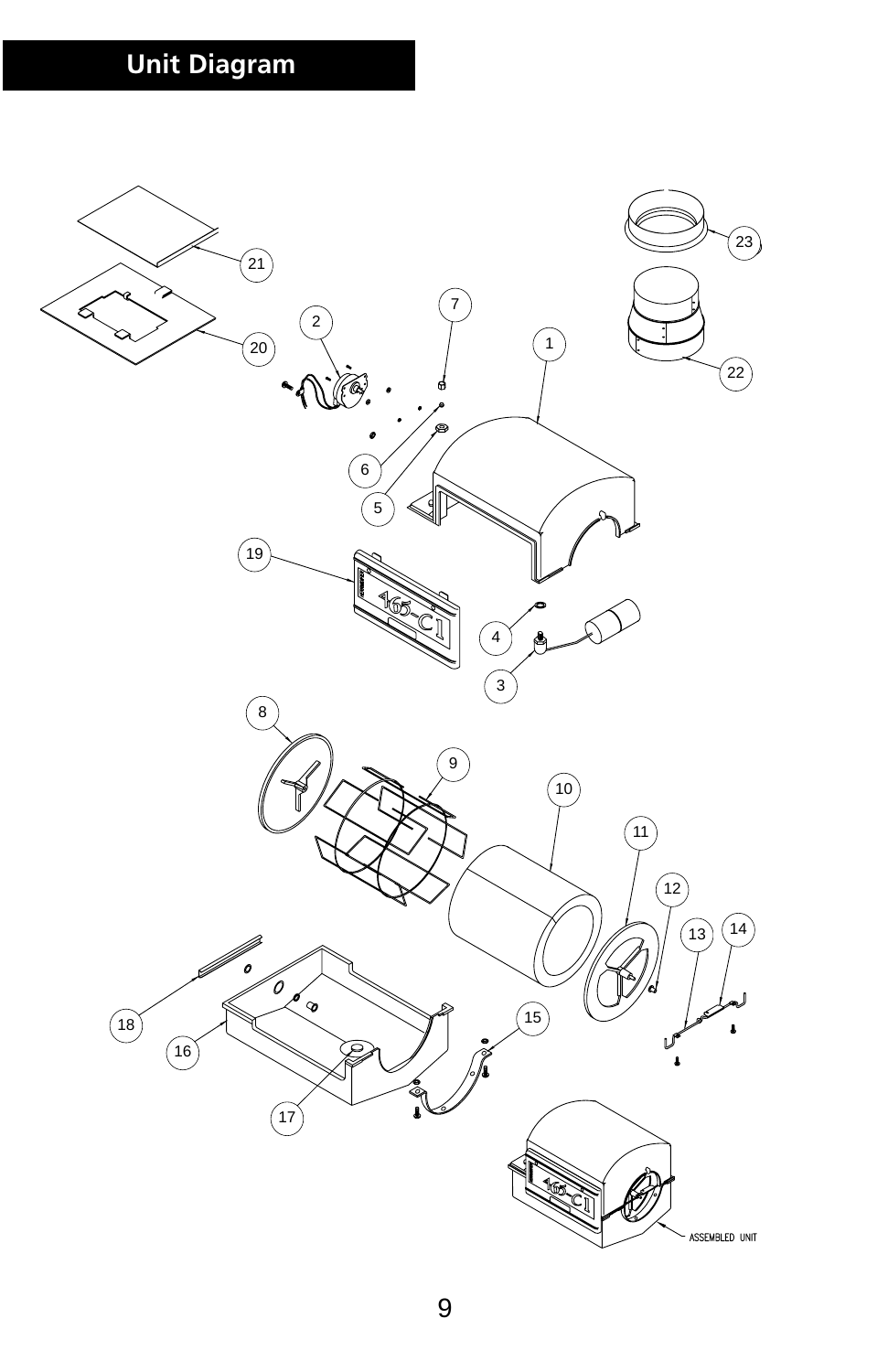## Unit Diagram

21

20

2

7

1

23

22

6

5

19

4

3

8

9

10

11

12

13

14

18

16

15

17

ASSEMBLED UNIT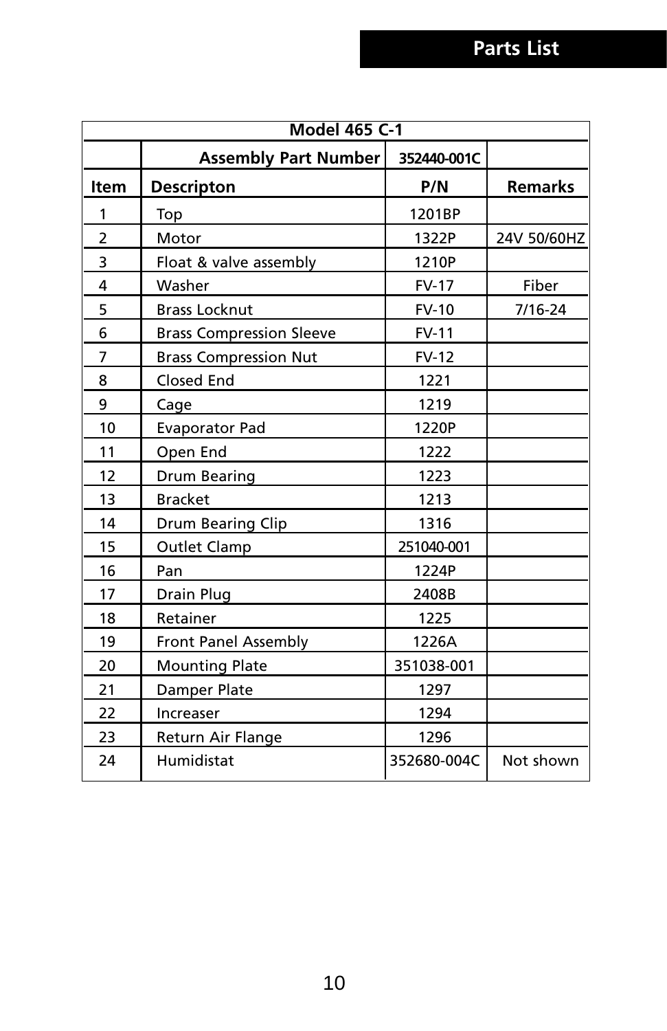## Parts List

| Model 465 C-1 | | | |
|---|---|---|---|
| | **Assembly Part Number** | **352440-001C** | |
| **Item** | **Descripton** | **P/N** | **Remarks** |
| 1 | Top | 1201BP | |
| 2 | Motor | 1322P | 24V 50/60HZ |
| 3 | Float & valve assembly | 1210P | |
| 4 | Washer | FV-17 | Fiber |
| 5 | Brass Locknut | FV-10 | 7/16-24 |
| 6 | Brass Compression Sleeve | FV-11 | |
| 7 | Brass Compression Nut | FV-12 | |
| 8 | Closed End | 1221 | |
| 9 | Cage | 1219 | |
| 10 | Evaporator Pad | 1220P | |
| 11 | Open End | 1222 | |
| 12 | Drum Bearing | 1223 | |
| 13 | Bracket | 1213 | |
| 14 | Drum Bearing Clip | 1316 | |
| 15 | Outlet Clamp | 251040-001 | |
| 16 | Pan | 1224P | |
| 17 | Drain Plug | 2408B | |
| 18 | Retainer | 1225 | |
| 19 | Front Panel Assembly | 1226A | |
| 20 | Mounting Plate | 351038-001 | |
| 21 | Damper Plate | 1297 | |
| 22 | Increaser | 1294 | |
| 23 | Return Air Flange | 1296 | |
| 24 | Humidistat | 352680-004C | Not shown |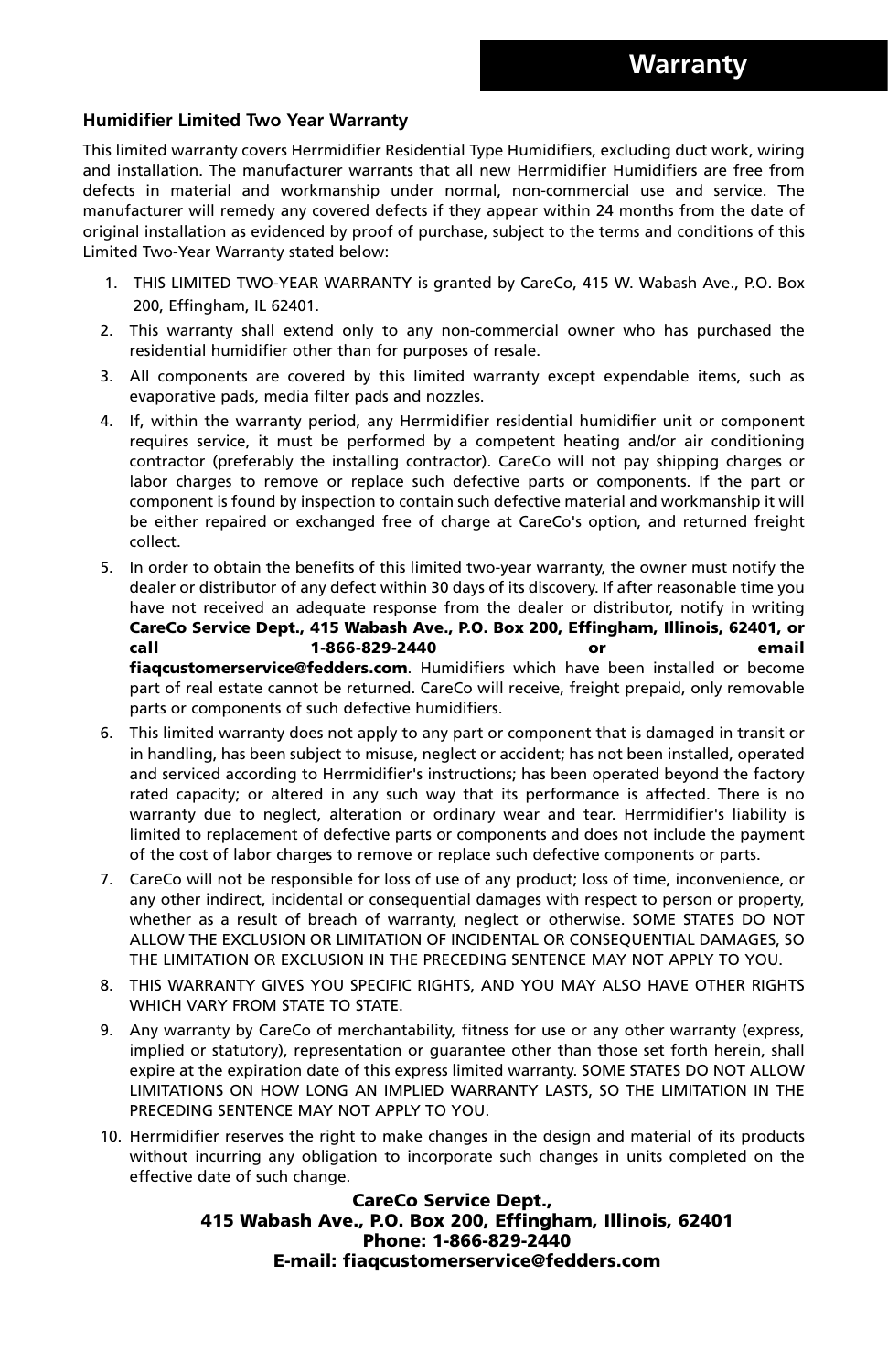# Warranty

### Humidifier Limited Two Year Warranty

This limited warranty covers Herrmidifier Residential Type Humidifiers, excluding duct work, wiring and installation. The manufacturer warrants that all new Herrmidifier Humidifiers are free from defects in material and workmanship under normal, non-commercial use and service. The manufacturer will remedy any covered defects if they appear within 24 months from the date of original installation as evidenced by proof of purchase, subject to the terms and conditions of this Limited Two-Year Warranty stated below:

1. THIS LIMITED TWO-YEAR WARRANTY is granted by CareCo, 415 W. Wabash Ave., P.O. Box 200, Effingham, IL 62401.
2. This warranty shall extend only to any non-commercial owner who has purchased the residential humidifier other than for purposes of resale.
3. All components are covered by this limited warranty except expendable items, such as evaporative pads, media filter pads and nozzles.
4. If, within the warranty period, any Herrmidifier residential humidifier unit or component requires service, it must be performed by a competent heating and/or air conditioning contractor (preferably the installing contractor). CareCo will not pay shipping charges or labor charges to remove or replace such defective parts or components. If the part or component is found by inspection to contain such defective material and workmanship it will be either repaired or exchanged free of charge at CareCo's option, and returned freight collect.
5. In order to obtain the benefits of this limited two-year warranty, the owner must notify the dealer or distributor of any defect within 30 days of its discovery. If after reasonable time you have not received an adequate response from the dealer or distributor, notify in writing **CareCo Service Dept., 415 Wabash Ave., P.O. Box 200, Effingham, Illinois, 62401, or call 1-866-829-2440 or email fiaqcustomerservice@fedders.com**. Humidifiers which have been installed or become part of real estate cannot be returned. CareCo will receive, freight prepaid, only removable parts or components of such defective humidifiers.
6. This limited warranty does not apply to any part or component that is damaged in transit or in handling, has been subject to misuse, neglect or accident; has not been installed, operated and serviced according to Herrmidifier's instructions; has been operated beyond the factory rated capacity; or altered in any such way that its performance is affected. There is no warranty due to neglect, alteration or ordinary wear and tear. Herrmidifier's liability is limited to replacement of defective parts or components and does not include the payment of the cost of labor charges to remove or replace such defective components or parts.
7. CareCo will not be responsible for loss of use of any product; loss of time, inconvenience, or any other indirect, incidental or consequential damages with respect to person or property, whether as a result of breach of warranty, neglect or otherwise. SOME STATES DO NOT ALLOW THE EXCLUSION OR LIMITATION OF INCIDENTAL OR CONSEQUENTIAL DAMAGES, SO THE LIMITATION OR EXCLUSION IN THE PRECEDING SENTENCE MAY NOT APPLY TO YOU.
8. THIS WARRANTY GIVES YOU SPECIFIC RIGHTS, AND YOU MAY ALSO HAVE OTHER RIGHTS WHICH VARY FROM STATE TO STATE.
9. Any warranty by CareCo of merchantability, fitness for use or any other warranty (express, implied or statutory), representation or guarantee other than those set forth herein, shall expire at the expiration date of this express limited warranty. SOME STATES DO NOT ALLOW LIMITATIONS ON HOW LONG AN IMPLIED WARRANTY LASTS, SO THE LIMITATION IN THE PRECEDING SENTENCE MAY NOT APPLY TO YOU.
10. Herrmidifier reserves the right to make changes in the design and material of its products without incurring any obligation to incorporate such changes in units completed on the effective date of such change.

**CareCo Service Dept.,**
**415 Wabash Ave., P.O. Box 200, Effingham, Illinois, 62401**
**Phone: 1-866-829-2440**
**E-mail: fiaqcustomerservice@fedders.com**